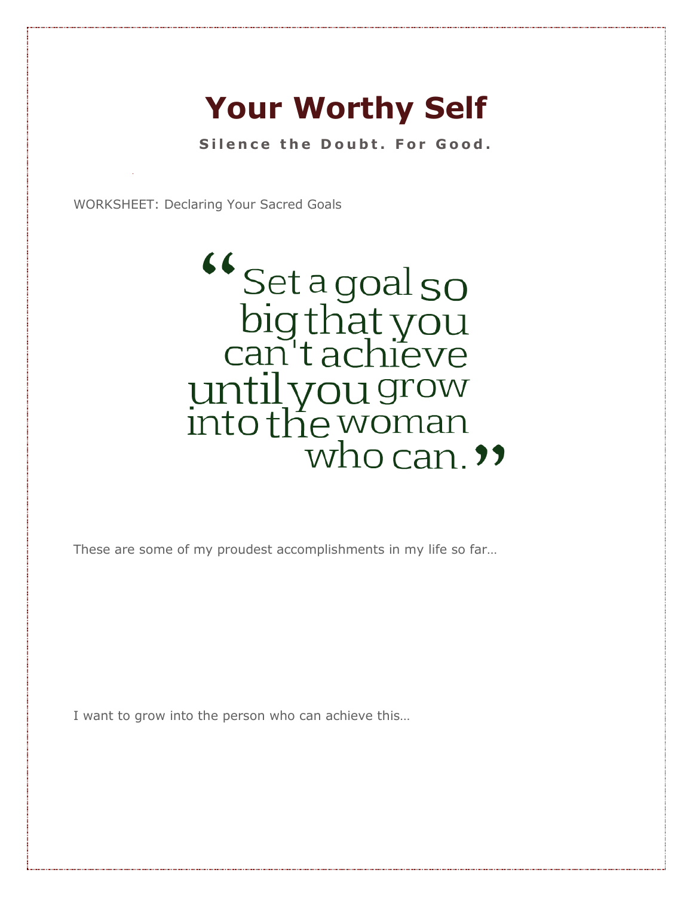# Your Worthy Self

**Silence the Doubt. For Good.**

WORKSHEET: Declaring Your Sacred Goals

> "Set a goal so big that you can't achieve until you grow into the woman who can."

These are some of my proudest accomplishments in my life so far…

I want to grow into the person who can achieve this…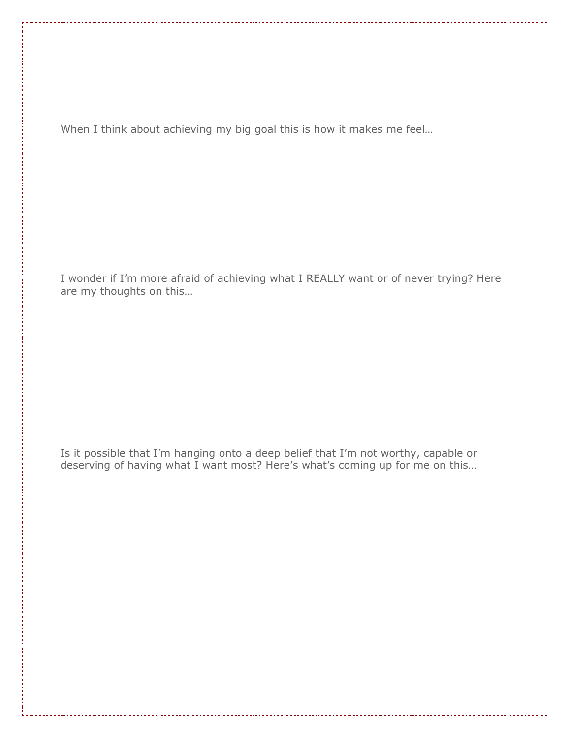When I think about achieving my big goal this is how it makes me feel…

I wonder if I'm more afraid of achieving what I REALLY want or of never trying? Here are my thoughts on this…

Is it possible that I'm hanging onto a deep belief that I'm not worthy, capable or deserving of having what I want most? Here's what's coming up for me on this…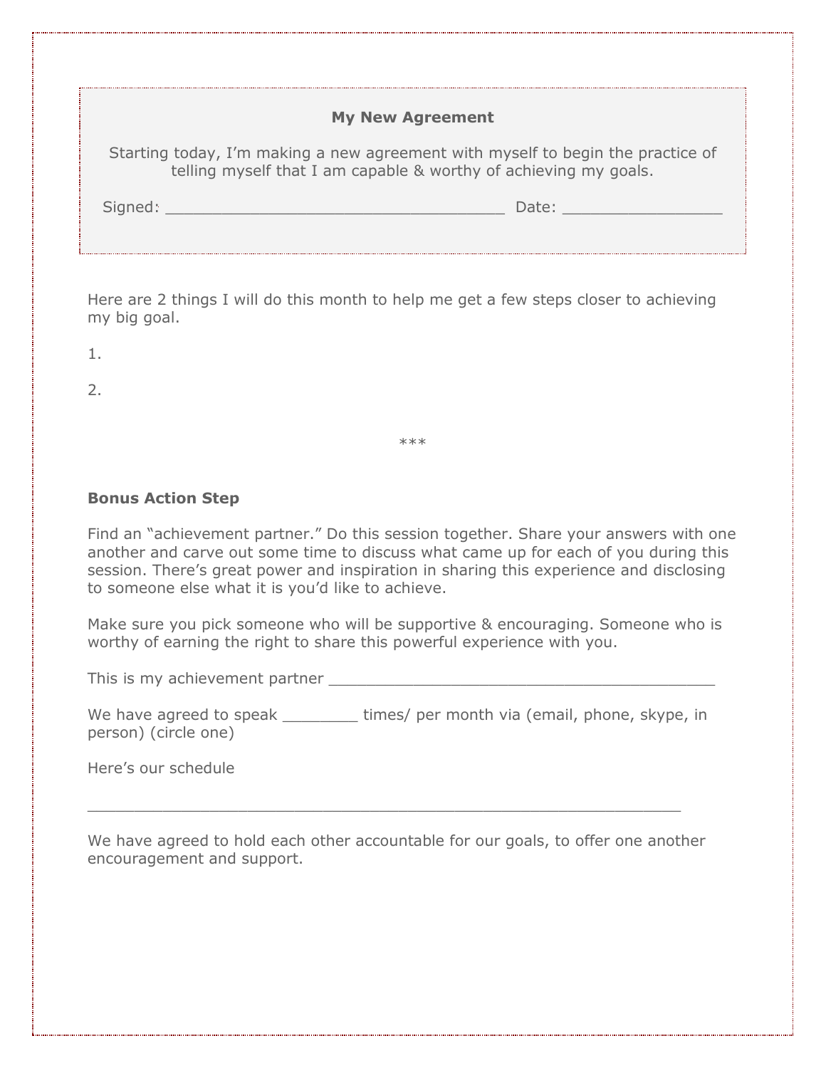**My New Agreement**

Starting today, I'm making a new agreement with myself to begin the practice of telling myself that I am capable & worthy of achieving my goals.

Signed: ___________________________________ Date: ________________

Here are 2 things I will do this month to help me get a few steps closer to achieving my big goal.

1.

2.

***

**Bonus Action Step**

Find an "achievement partner." Do this session together. Share your answers with one another and carve out some time to discuss what came up for each of you during this session. There's great power and inspiration in sharing this experience and disclosing to someone else what it is you'd like to achieve.

Make sure you pick someone who will be supportive & encouraging. Someone who is worthy of earning the right to share this powerful experience with you.

This is my achievement partner _______________________________________

We have agreed to speak ________ times/ per month via (email, phone, skype, in person) (circle one)

Here's our schedule

_____________________________________________________________

We have agreed to hold each other accountable for our goals, to offer one another encouragement and support.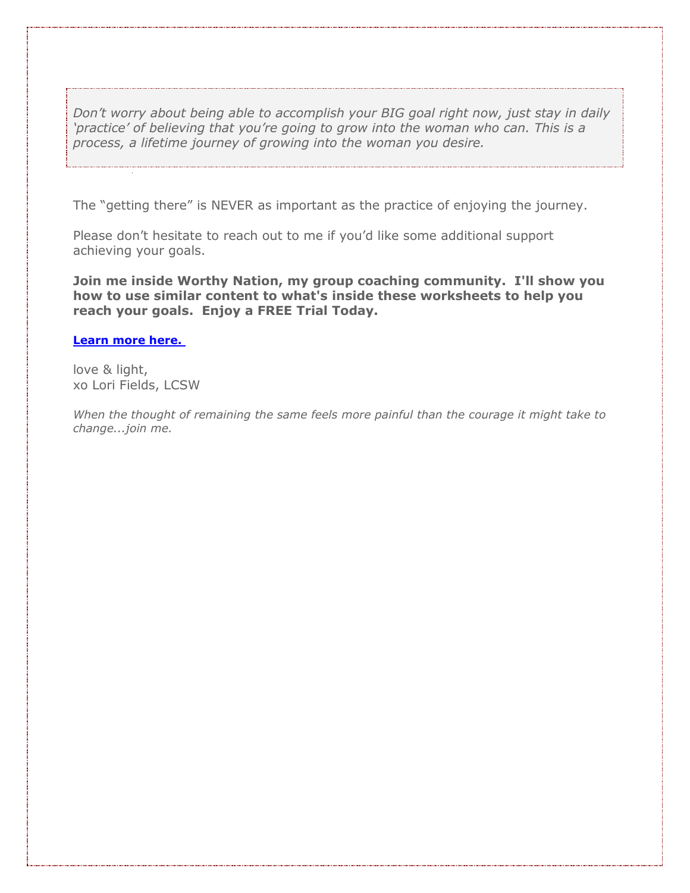*Don't worry about being able to accomplish your BIG goal right now, just stay in daily 'practice' of believing that you're going to grow into the woman who can. This is a process, a lifetime journey of growing into the woman you desire.*

The "getting there" is NEVER as important as the practice of enjoying the journey.

Please don't hesitate to reach out to me if you'd like some additional support achieving your goals.

**Join me inside Worthy Nation, my group coaching community. I'll show you how to use similar content to what's inside these worksheets to help you reach your goals. Enjoy a FREE Trial Today.**

**Learn more here.**

love & light,
xo Lori Fields, LCSW

*When the thought of remaining the same feels more painful than the courage it might take to change...join me.*